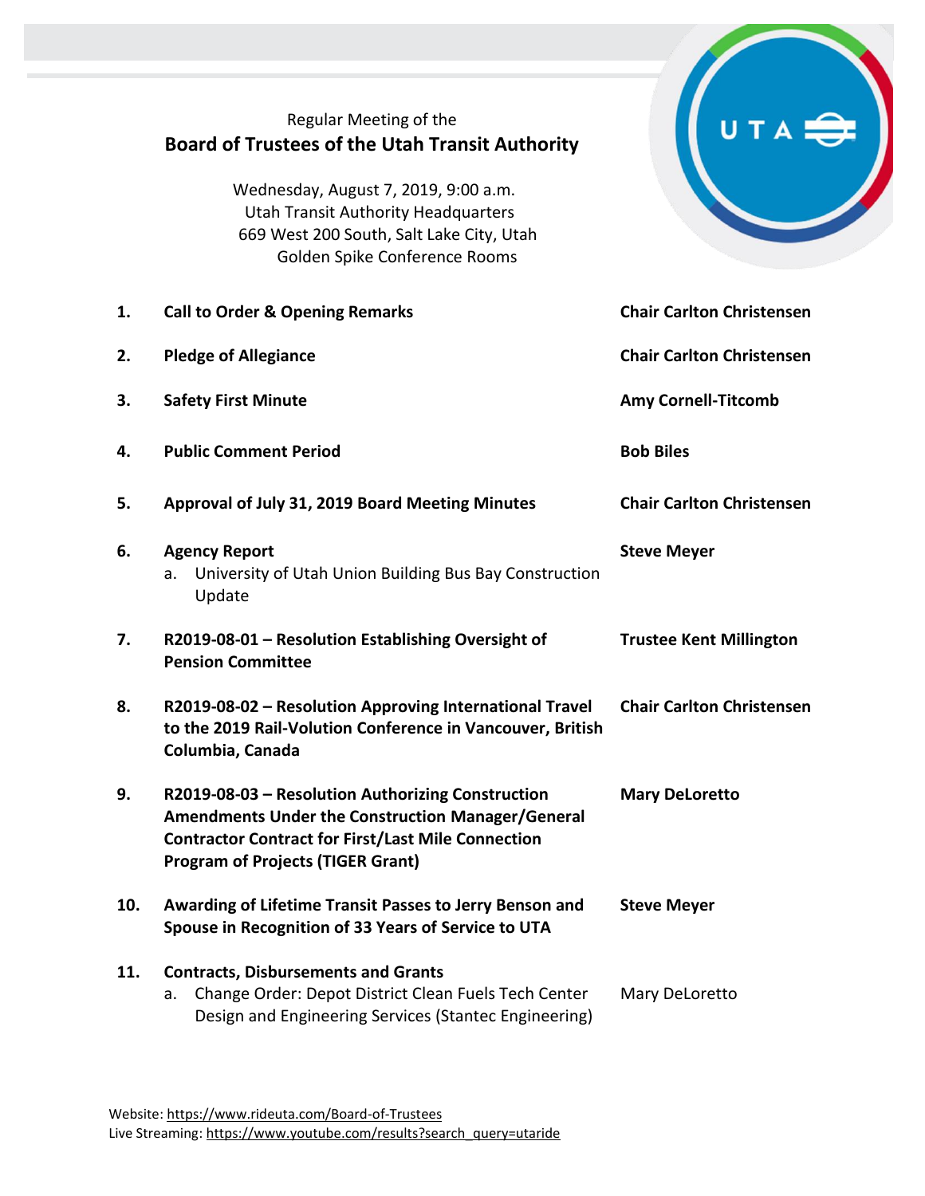Regular Meeting of the

# Board of Trustees of the Utah Transit Authority

Wednesday, August 7, 2019, 9:00 a.m.
Utah Transit Authority Headquarters
669 West 200 South, Salt Lake City, Utah
Golden Spike Conference Rooms

| | | |
|---|---|---|
| **1.** | **Call to Order & Opening Remarks** | **Chair Carlton Christensen** |
| **2.** | **Pledge of Allegiance** | **Chair Carlton Christensen** |
| **3.** | **Safety First Minute** | **Amy Cornell-Titcomb** |
| **4.** | **Public Comment Period** | **Bob Biles** |
| **5.** | **Approval of July 31, 2019 Board Meeting Minutes** | **Chair Carlton Christensen** |
| **6.** | **Agency Report**<br>a. University of Utah Union Building Bus Bay Construction Update | **Steve Meyer** |
| **7.** | **R2019-08-01 – Resolution Establishing Oversight of Pension Committee** | **Trustee Kent Millington** |
| **8.** | **R2019-08-02 – Resolution Approving International Travel to the 2019 Rail-Volution Conference in Vancouver, British Columbia, Canada** | **Chair Carlton Christensen** |
| **9.** | **R2019-08-03 – Resolution Authorizing Construction Amendments Under the Construction Manager/General Contractor Contract for First/Last Mile Connection Program of Projects (TIGER Grant)** | **Mary DeLoretto** |
| **10.** | **Awarding of Lifetime Transit Passes to Jerry Benson and Spouse in Recognition of 33 Years of Service to UTA** | **Steve Meyer** |
| **11.** | **Contracts, Disbursements and Grants**<br>a. Change Order: Depot District Clean Fuels Tech Center Design and Engineering Services (Stantec Engineering) | Mary DeLoretto |

Website: https://www.rideuta.com/Board-of-Trustees
Live Streaming: https://www.youtube.com/results?search_query=utaride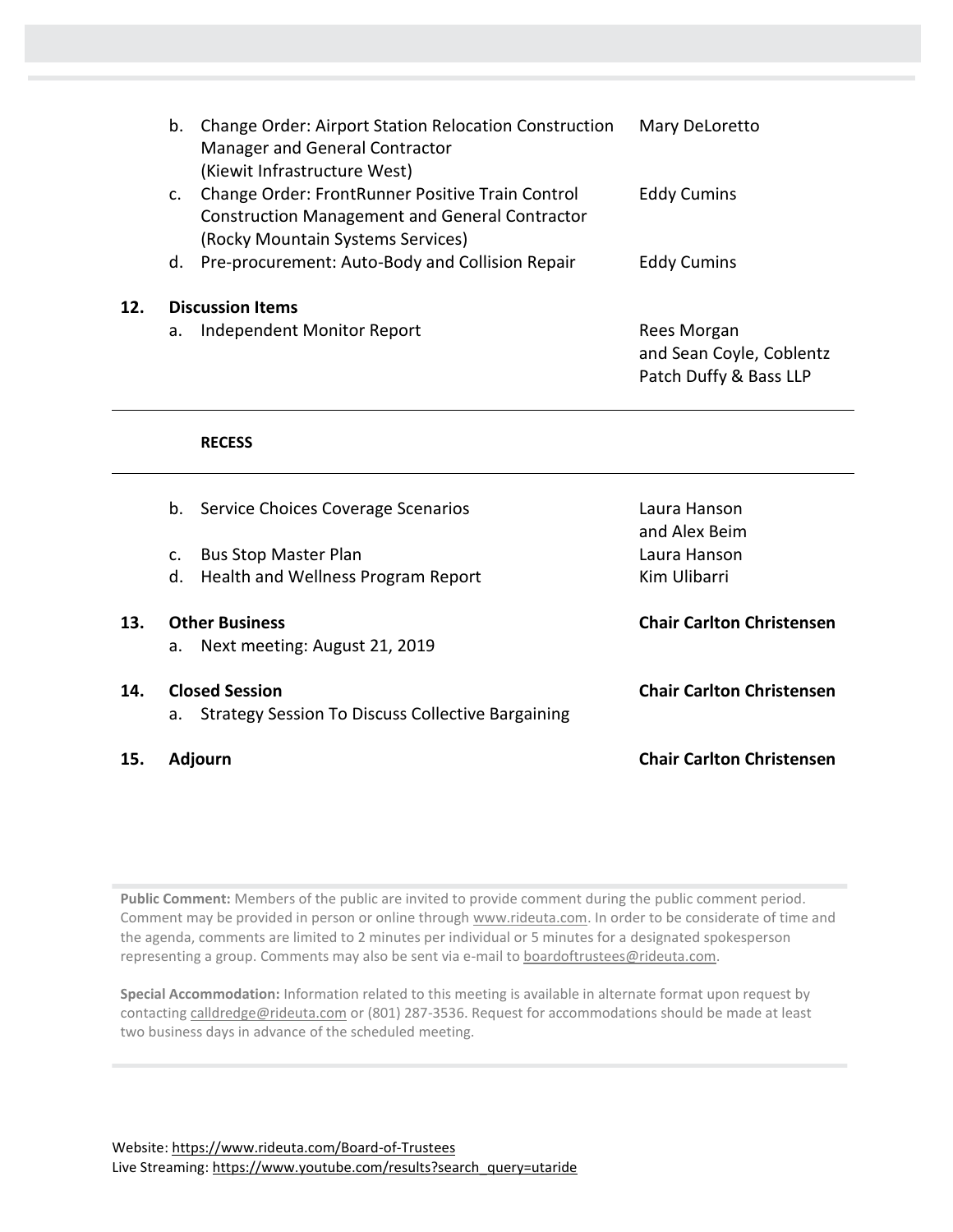b. Change Order: Airport Station Relocation Construction Manager and General Contractor (Kiewit Infrastructure West) — Mary DeLoretto

c. Change Order: FrontRunner Positive Train Control Construction Management and General Contractor (Rocky Mountain Systems Services) — Eddy Cumins

d. Pre-procurement: Auto-Body and Collision Repair — Eddy Cumins

**12. Discussion Items**

a. Independent Monitor Report — Rees Morgan and Sean Coyle, Coblentz Patch Duffy & Bass LLP

---

**RECESS**

---

b. Service Choices Coverage Scenarios — Laura Hanson and Alex Beim

c. Bus Stop Master Plan — Laura Hanson

d. Health and Wellness Program Report — Kim Ulibarri

**13. Other Business** — **Chair Carlton Christensen**

a. Next meeting: August 21, 2019

**14. Closed Session** — **Chair Carlton Christensen**

a. Strategy Session To Discuss Collective Bargaining

**15. Adjourn** — **Chair Carlton Christensen**

---

**Public Comment:** Members of the public are invited to provide comment during the public comment period. Comment may be provided in person or online through www.rideuta.com. In order to be considerate of time and the agenda, comments are limited to 2 minutes per individual or 5 minutes for a designated spokesperson representing a group. Comments may also be sent via e-mail to boardoftrustees@rideuta.com.

**Special Accommodation:** Information related to this meeting is available in alternate format upon request by contacting calldredge@rideuta.com or (801) 287-3536. Request for accommodations should be made at least two business days in advance of the scheduled meeting.

---

Website: https://www.rideuta.com/Board-of-Trustees
Live Streaming: https://www.youtube.com/results?search_query=utaride